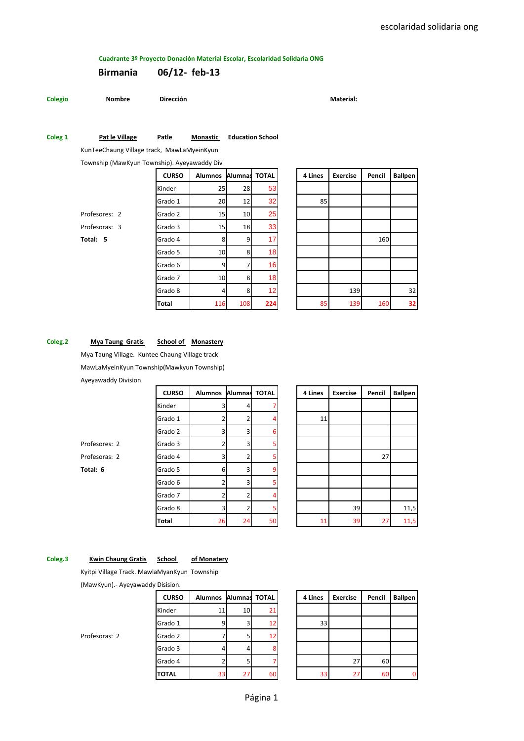escolaridad solidaria ong

**Cuadrante 3º Proyecto Donación Material Escolar, Escolaridad Solidaria ONG**

## Birmania 06/12- feb-13

**Colegio** **Nombre** **Dirección** **Material:**

**Coleg 1** **Pat le Village** **Patle** **Monastic** **Education School**

KunTeeChaung Village track, MawLaMyeinKyun

Township (MawKyun Township). Ayeyawaddy Div

Profesores: 2

Profesoras: 3

**Total: 5**

| CURSO | Alumnos | Alumnas | TOTAL | | 4 Lines | Exercise | Pencil | Ballpen |
|---|---|---|---|---|---|---|---|---|
| Kinder | 25 | 28 | 53 | | | | | |
| Grado 1 | 20 | 12 | 32 | | 85 | | | |
| Grado 2 | 15 | 10 | 25 | | | | | |
| Grado 3 | 15 | 18 | 33 | | | | | |
| Grado 4 | 8 | 9 | 17 | | | | 160 | |
| Grado 5 | 10 | 8 | 18 | | | | | |
| Grado 6 | 9 | 7 | 16 | | | | | |
| Grado 7 | 10 | 8 | 18 | | | | | |
| Grado 8 | 4 | 8 | 12 | | | 139 | | 32 |
| Total | 116 | 108 | 224 | | 85 | 139 | 160 | 32 |

**Coleg.2** **Mya Taung Gratis** **School of** **Monastery**

Mya Taung Village. Kuntee Chaung Village track

MawLaMyeinKyun Township(Mawkyun Township)

Ayeyawaddy Division

Profesores: 2

Profesoras: 2

**Total: 6**

| CURSO | Alumnos | Alumnas | TOTAL | | 4 Lines | Exercise | Pencil | Ballpen |
|---|---|---|---|---|---|---|---|---|
| Kinder | 3 | 4 | 7 | | | | | |
| Grado 1 | 2 | 2 | 4 | | 11 | | | |
| Grado 2 | 3 | 3 | 6 | | | | | |
| Grado 3 | 2 | 3 | 5 | | | | | |
| Grado 4 | 3 | 2 | 5 | | | | 27 | |
| Grado 5 | 6 | 3 | 9 | | | | | |
| Grado 6 | 2 | 3 | 5 | | | | | |
| Grado 7 | 2 | 2 | 4 | | | | | |
| Grado 8 | 3 | 2 | 5 | | | 39 | | 11,5 |
| Total | 26 | 24 | 50 | | 11 | 39 | 27 | 11,5 |

**Coleg.3** **Kwin Chaung Gratis** **School** **of Monatery**

Kyitpi Village Track. MawlaMyanKyun Township

(MawKyun).- Ayeyawaddy Disision.

Profesoras: 2

| CURSO | Alumnos | Alumnas | TOTAL | | 4 Lines | Exercise | Pencil | Ballpen |
|---|---|---|---|---|---|---|---|---|
| Kinder | 11 | 10 | 21 | | | | | |
| Grado 1 | 9 | 3 | 12 | | 33 | | | |
| Grado 2 | 7 | 5 | 12 | | | | | |
| Grado 3 | 4 | 4 | 8 | | | | | |
| Grado 4 | 2 | 5 | 7 | | | 27 | 60 | |
| TOTAL | 33 | 27 | 60 | | 33 | 27 | 60 | 0 |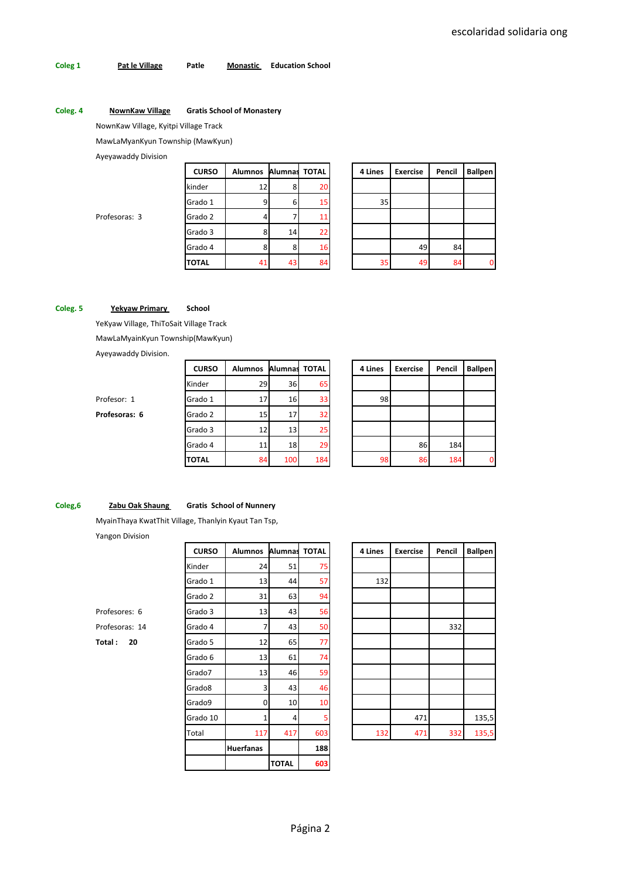**Coleg 1** **Pat le Village** **Patle** **Monastic** **Education School**

**Coleg. 4** **NownKaw Village** **Gratis School of Monastery**

NownKaw Village, Kyitpi Village Track

MawLaMyanKyun Township (MawKyun)

Ayeyawaddy Division

Profesoras: 3

| CURSO | Alumnos | Alumnas | TOTAL |
|---|---|---|---|
| kinder | 12 | 8 | 20 |
| Grado 1 | 9 | 6 | 15 |
| Grado 2 | 4 | 7 | 11 |
| Grado 3 | 8 | 14 | 22 |
| Grado 4 | 8 | 8 | 16 |
| **TOTAL** | 41 | 43 | 84 |

| 4 Lines | Exercise | Pencil | Ballpen |
|---|---|---|---|
| | | | |
| 35 | | | |
| | | | |
| | | | |
| | 49 | 84 | |
| 35 | 49 | 84 | 0 |

**Coleg. 5** **Yekyaw Primary** **School**

YeKyaw Village, ThiToSait Village Track

MawLaMyainKyun Township(MawKyun)

Ayeyawaddy Division.

Profesor: 1

**Profesoras: 6**

| CURSO | Alumnos | Alumnas | TOTAL |
|---|---|---|---|
| Kinder | 29 | 36 | 65 |
| Grado 1 | 17 | 16 | 33 |
| Grado 2 | 15 | 17 | 32 |
| Grado 3 | 12 | 13 | 25 |
| Grado 4 | 11 | 18 | 29 |
| **TOTAL** | 84 | 100 | 184 |

| 4 Lines | Exercise | Pencil | Ballpen |
|---|---|---|---|
| | | | |
| 98 | | | |
| | | | |
| | | | |
| | 86 | 184 | |
| 98 | 86 | 184 | 0 |

**Coleg,6** **Zabu Oak Shaung** **Gratis School of Nunnery**

MyainThaya KwatThit Village, Thanlyin Kyaut Tan Tsp,

Yangon Division

Profesores: 6

Profesoras: 14

**Total : 20**

| CURSO | Alumnos | Alumnas | TOTAL |
|---|---|---|---|
| Kinder | 24 | 51 | 75 |
| Grado 1 | 13 | 44 | 57 |
| Grado 2 | 31 | 63 | 94 |
| Grado 3 | 13 | 43 | 56 |
| Grado 4 | 7 | 43 | 50 |
| Grado 5 | 12 | 65 | 77 |
| Grado 6 | 13 | 61 | 74 |
| Grado7 | 13 | 46 | 59 |
| Grado8 | 3 | 43 | 46 |
| Grado9 | 0 | 10 | 10 |
| Grado 10 | 1 | 4 | 5 |
| Total | 117 | 417 | 603 |
| | **Huerfanas** | | **188** |
| | | **TOTAL** | **603** |

| 4 Lines | Exercise | Pencil | Ballpen |
|---|---|---|---|
| | | | |
| 132 | | | |
| | | | |
| | | | |
| | | 332 | |
| | | | |
| | | | |
| | | | |
| | | | |
| | | | |
| | 471 | | 135,5 |
| 132 | 471 | 332 | 135,5 |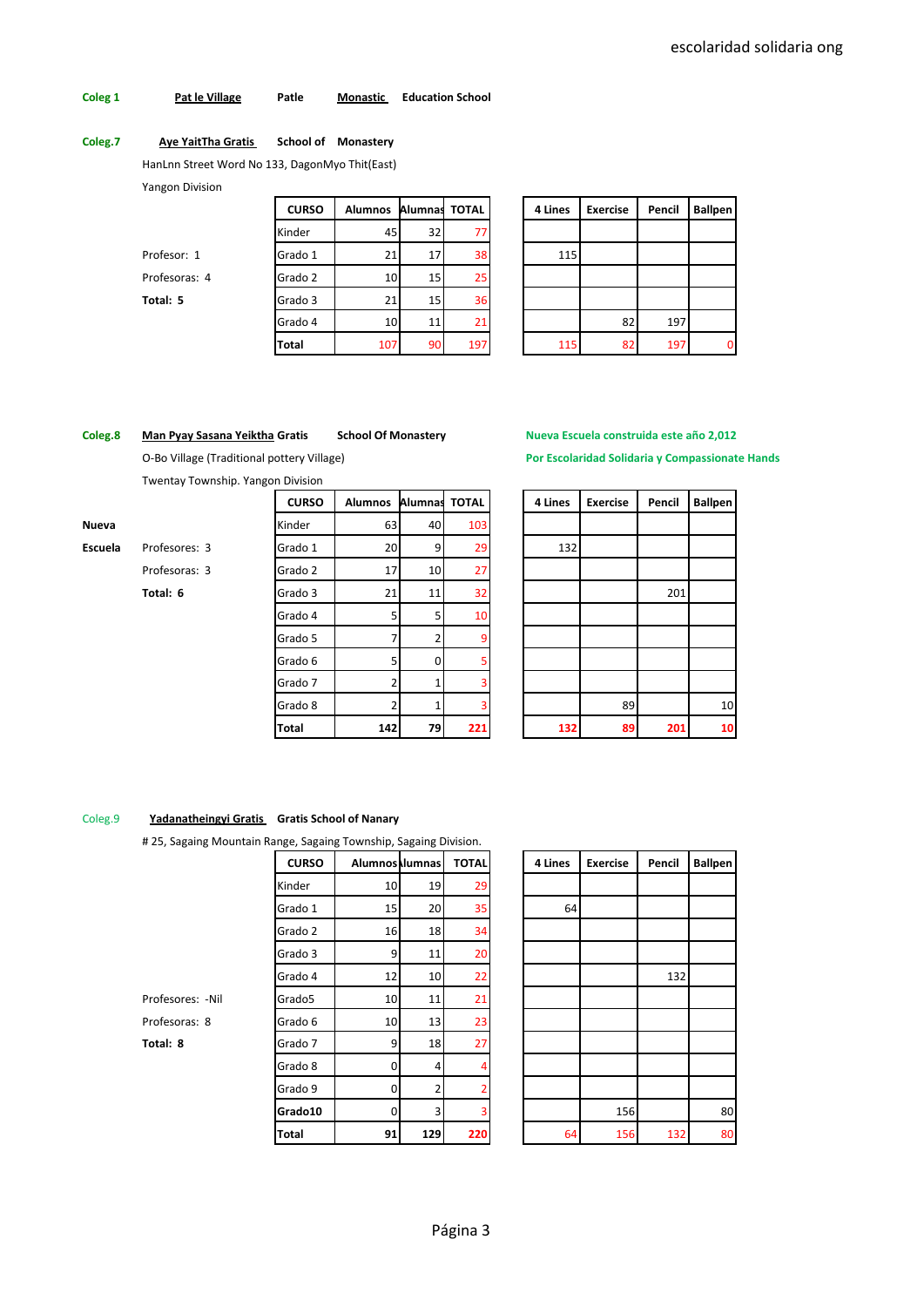escolaridad solidaria ong

**Coleg 1** **Pat le Village** **Patle** **Monastic** **Education School**

**Coleg.7** **Aye YaitTha Gratis** **School of Monastery**

HanLnn Street Word No 133, DagonMyo Thit(East)

Yangon Division

Profesor: 1
Profesoras: 4
**Total: 5**

| CURSO | Alumnos | Alumnas | TOTAL |
|---|---|---|---|
| Kinder | 45 | 32 | 77 |
| Grado 1 | 21 | 17 | 38 |
| Grado 2 | 10 | 15 | 25 |
| Grado 3 | 21 | 15 | 36 |
| Grado 4 | 10 | 11 | 21 |
| **Total** | 107 | 90 | 197 |

| 4 Lines | Exercise | Pencil | Ballpen |
|---|---|---|---|
| | | | |
| 115 | | | |
| | | | |
| | | | |
| | 82 | 197 | |
| 115 | 82 | 197 | 0 |

**Coleg.8** **Man Pyay Sasana Yeiktha Gratis** **School Of Monastery**

O-Bo Village (Traditional pottery Village)

Twentay Township. Yangon Division

**Nueva Escuela construida este año 2,012**
**Por Escolaridad Solidaria y Compassionate Hands**

**Nueva Escuela**

Profesores: 3
Profesoras: 3
**Total: 6**

| CURSO | Alumnos | Alumnas | TOTAL |
|---|---|---|---|
| Kinder | 63 | 40 | 103 |
| Grado 1 | 20 | 9 | 29 |
| Grado 2 | 17 | 10 | 27 |
| Grado 3 | 21 | 11 | 32 |
| Grado 4 | 5 | 5 | 10 |
| Grado 5 | 7 | 2 | 9 |
| Grado 6 | 5 | 0 | 5 |
| Grado 7 | 2 | 1 | 3 |
| Grado 8 | 2 | 1 | 3 |
| **Total** | **142** | **79** | **221** |

| 4 Lines | Exercise | Pencil | Ballpen |
|---|---|---|---|
| | | | |
| 132 | | | |
| | | | |
| | | 201 | |
| | | | |
| | | | |
| | | | |
| | | | |
| | 89 | | 10 |
| **132** | **89** | **201** | **10** |

Coleg.9 **Yadanatheingyi Gratis** **Gratis School of Nanary**

# 25, Sagaing Mountain Range, Sagaing Township, Sagaing Division.

Profesores: -Nil
Profesoras: 8
**Total: 8**

| CURSO | Alumnos | Alumnas | TOTAL |
|---|---|---|---|
| Kinder | 10 | 19 | 29 |
| Grado 1 | 15 | 20 | 35 |
| Grado 2 | 16 | 18 | 34 |
| Grado 3 | 9 | 11 | 20 |
| Grado 4 | 12 | 10 | 22 |
| Grado5 | 10 | 11 | 21 |
| Grado 6 | 10 | 13 | 23 |
| Grado 7 | 9 | 18 | 27 |
| Grado 8 | 0 | 4 | 4 |
| Grado 9 | 0 | 2 | 2 |
| **Grado10** | 0 | 3 | 3 |
| **Total** | **91** | **129** | **220** |

| 4 Lines | Exercise | Pencil | Ballpen |
|---|---|---|---|
| | | | |
| 64 | | | |
| | | | |
| | | | |
| | | 132 | |
| | | | |
| | | | |
| | | | |
| | | | |
| | | | |
| | 156 | | 80 |
| 64 | 156 | 132 | 80 |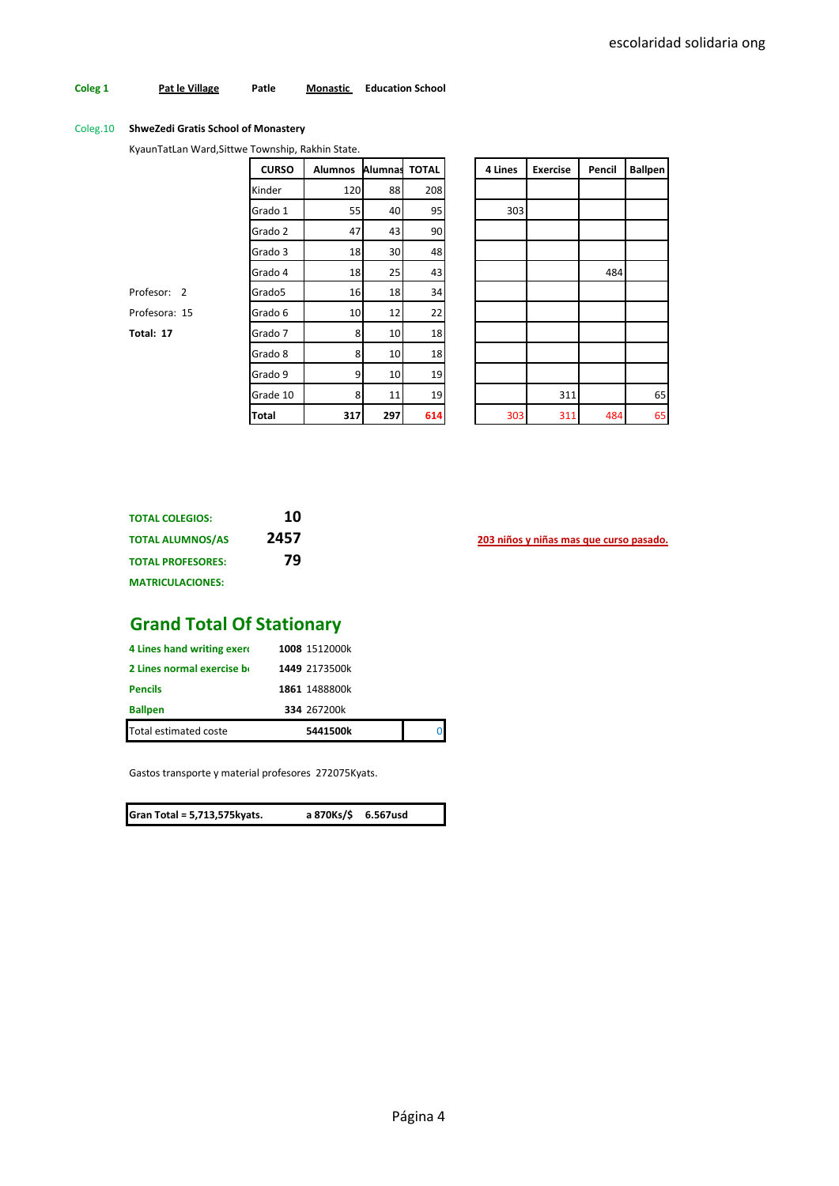**Coleg 1** **Pat le Village** **Patle** **Monastic** **Education School**

Coleg.10 **ShweZedi Gratis School of Monastery**

KyaunTatLan Ward,Sittwe Township, Rakhin State.

Profesor: 2

Profesora: 15

**Total: 17**

| CURSO | Alumnos | Alumnas | TOTAL |
|---|---|---|---|
| Kinder | 120 | 88 | 208 |
| Grado 1 | 55 | 40 | 95 |
| Grado 2 | 47 | 43 | 90 |
| Grado 3 | 18 | 30 | 48 |
| Grado 4 | 18 | 25 | 43 |
| Grado5 | 16 | 18 | 34 |
| Grado 6 | 10 | 12 | 22 |
| Grado 7 | 8 | 10 | 18 |
| Grado 8 | 8 | 10 | 18 |
| Grado 9 | 9 | 10 | 19 |
| Grade 10 | 8 | 11 | 19 |
| **Total** | **317** | **297** | **614** |

| 4 Lines | Exercise | Pencil | Ballpen |
|---|---|---|---|
| | | | |
| 303 | | | |
| | | | |
| | | | |
| | | 484 | |
| | | | |
| | | | |
| | | | |
| | | | |
| | | | |
| | 311 | | 65 |
| 303 | 311 | 484 | 65 |

**TOTAL COLEGIOS:** **10**

**TOTAL ALUMNOS/AS** **2457**

**TOTAL PROFESORES:** **79**

**MATRICULACIONES:**

**203 niños y niñas mas que curso pasado.**

## Grand Total Of Stationary

| | | |
|---|---|---|
| **4 Lines hand writing exerc** | **1008** | 1512000k |
| **2 Lines normal exercise bo** | **1449** | 2173500k |
| **Pencils** | **1861** | 1488800k |
| **Ballpen** | **334** | 267200k |
| Total estimated coste | **5441500k** | 0 |

Gastos transporte y material profesores 272075Kyats.

**Gran Total = 5,713,575kyats.** **a 870Ks/$** **6.567usd**